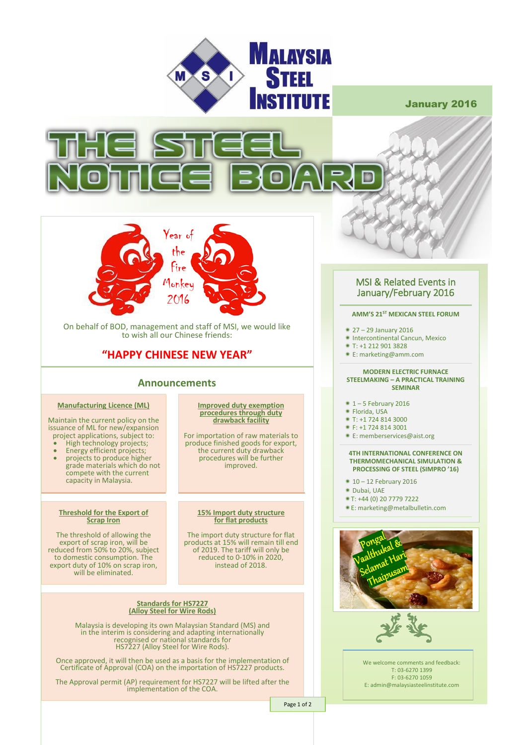# Malaysia Steel Institute

January 2016

# THE STEEL NOTICE BOARD

Year of the Fire Monkey 2016

On behalf of BOD, management and staff of MSI, we would like to wish all our Chinese friends:

**"HAPPY CHINESE NEW YEAR"**

## Announcements

### Manufacturing Licence (ML)

Maintain the current policy on the issuance of ML for new/expansion project applications, subject to:

- High technology projects;
- Energy efficient projects;
- projects to produce higher grade materials which do not compete with the current capacity in Malaysia.

### Improved duty exemption procedures through duty drawback facility

For importation of raw materials to produce finished goods for export, the current duty drawback procedures will be further improved.

### Threshold for the Export of Scrap Iron

The threshold of allowing the export of scrap iron, will be reduced from 50% to 20%, subject to domestic consumption. The export duty of 10% on scrap iron, will be eliminated.

### 15% Import duty structure for flat products

The import duty structure for flat products at 15% will remain till end of 2019. The tariff will only be reduced to 0-10% in 2020, instead of 2018.

### Standards for HS7227 (Alloy Steel for Wire Rods)

Malaysia is developing its own Malaysian Standard (MS) and in the interim is considering and adapting internationally recognised or national standards for HS7227 (Alloy Steel for Wire Rods).

Once approved, it will then be used as a basis for the implementation of Certificate of Approval (COA) on the importation of HS7227 products.

The Approval permit (AP) requirement for HS7227 will be lifted after the implementation of the COA.

## MSI & Related Events in January/February 2016

### AMM'S 21ST MEXICAN STEEL FORUM

- 27 – 29 January 2016
- Intercontinental Cancun, Mexico
- T: +1 212 901 3828
- E: marketing@amm.com

### MODERN ELECTRIC FURNACE STEELMAKING – A PRACTICAL TRAINING SEMINAR

- 1 – 5 February 2016
- Florida, USA
- T: +1 724 814 3000
- F: +1 724 814 3001
- E: memberservices@aist.org

### 4TH INTERNATIONAL CONFERENCE ON THERMOMECHANICAL SIMULATION & PROCESSING OF STEEL (SIMPRO '16)

- 10 – 12 February 2016
- Dubai, UAE
- T: +44 (0) 20 7779 7222
- E: marketing@metalbulletin.com

Pongal Vaalthukal & Selamat Hari Thaipusam

We welcome comments and feedback:
T: 03-6270 1399
F: 03-6270 1059
E: admin@malaysiasteelinstitute.com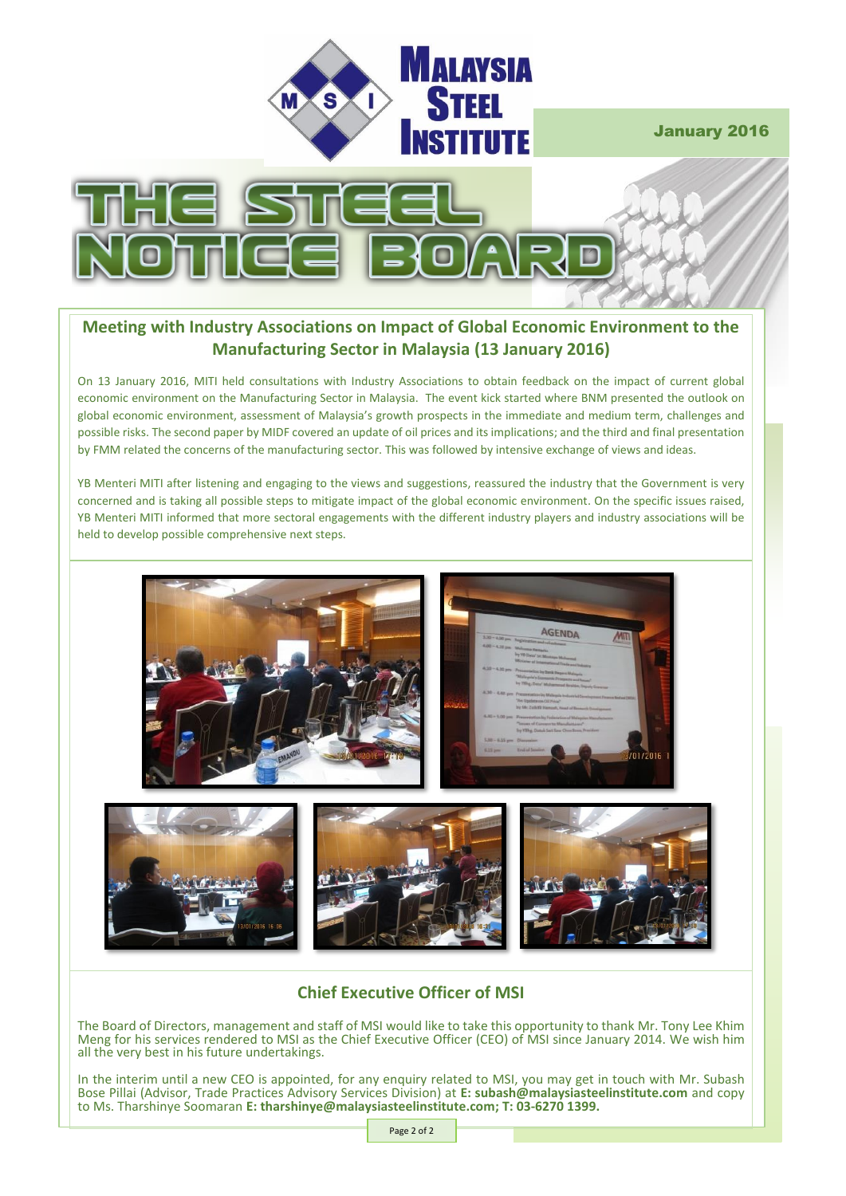# MALAYSIA STEEL INSTITUTE

January 2016

# THE STEEL NOTICE BOARD

## Meeting with Industry Associations on Impact of Global Economic Environment to the Manufacturing Sector in Malaysia (13 January 2016)

On 13 January 2016, MITI held consultations with Industry Associations to obtain feedback on the impact of current global economic environment on the Manufacturing Sector in Malaysia. The event kick started where BNM presented the outlook on global economic environment, assessment of Malaysia's growth prospects in the immediate and medium term, challenges and possible risks. The second paper by MIDF covered an update of oil prices and its implications; and the third and final presentation by FMM related the concerns of the manufacturing sector. This was followed by intensive exchange of views and ideas.

YB Menteri MITI after listening and engaging to the views and suggestions, reassured the industry that the Government is very concerned and is taking all possible steps to mitigate impact of the global economic environment. On the specific issues raised, YB Menteri MITI informed that more sectoral engagements with the different industry players and industry associations will be held to develop possible comprehensive next steps.

## Chief Executive Officer of MSI

The Board of Directors, management and staff of MSI would like to take this opportunity to thank Mr. Tony Lee Khim Meng for his services rendered to MSI as the Chief Executive Officer (CEO) of MSI since January 2014. We wish him all the very best in his future undertakings.

In the interim until a new CEO is appointed, for any enquiry related to MSI, you may get in touch with Mr. Subash Bose Pillai (Advisor, Trade Practices Advisory Services Division) at **E: subash@malaysiasteelinstitute.com** and copy to Ms. Tharshinye Soomaran **E: tharshinye@malaysiasteelinstitute.com; T: 03-6270 1399.**